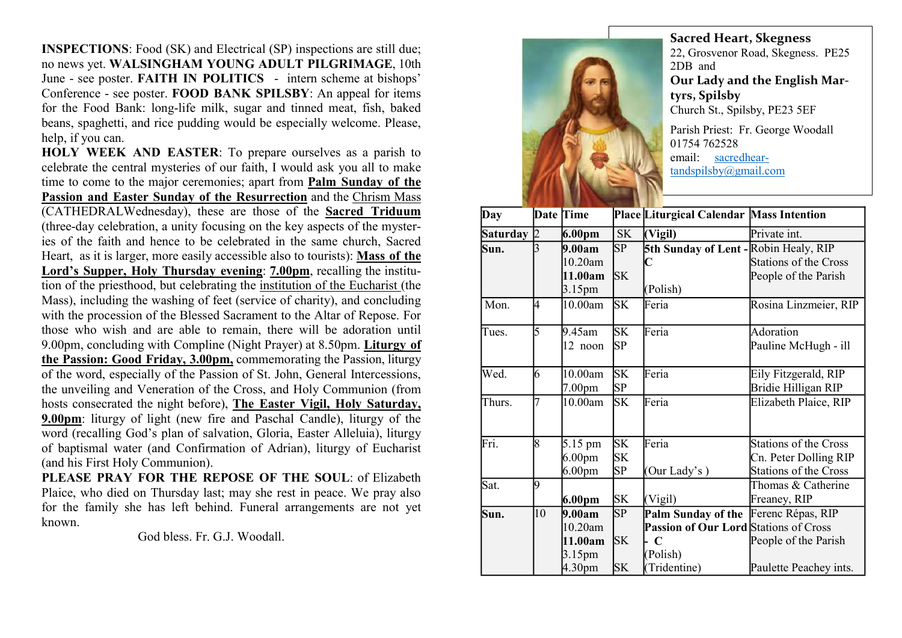**INSPECTIONS**: Food (SK) and Electrical (SP) inspections are still due; no news yet. **WALSINGHAM YOUNG ADULT PILGRIMAGE**, 10th June - see poster. **FAITH IN POLITICS** - intern scheme at bishops' Conference - see poster. **FOOD BANK SPILSBY**: An appeal for items for the Food Bank: long-life milk, sugar and tinned meat, fish, baked beans, spaghetti, and rice pudding would be especially welcome. Please, help, if you can.

**HOLY WEEK AND EASTER**: To prepare ourselves as a parish to celebrate the central mysteries of our faith, I would ask you all to make time to come to the major ceremonies; apart from **Palm Sunday of the Passion and Easter Sunday of the Resurrection** and the Chrism Mass (CATHEDRALWednesday), these are those of the **Sacred Triduum** (three-day celebration, a unity focusing on the key aspects of the mysteries of the faith and hence to be celebrated in the same church, Sacred Heart, as it is larger, more easily accessible also to tourists): **Mass of the Lord's Supper, Holy Thursday evening**: **7.00pm**, recalling the institution of the priesthood, but celebrating the institution of the Eucharist (the Mass), including the washing of feet (service of charity), and concluding with the procession of the Blessed Sacrament to the Altar of Repose. For those who wish and are able to remain, there will be adoration until 9.00pm, concluding with Compline (Night Prayer) at 8.50pm. **Liturgy of the Passion: Good Friday, 3.00pm,** commemorating the Passion, liturgy of the word, especially of the Passion of St. John, General Intercessions, the unveiling and Veneration of the Cross, and Holy Communion (from hosts consecrated the night before), **The Easter Vigil, Holy Saturday, 9.00pm**: liturgy of light (new fire and Paschal Candle), liturgy of the word (recalling God's plan of salvation, Gloria, Easter Alleluia), liturgy of baptismal water (and Confirmation of Adrian), liturgy of Eucharist (and his First Holy Communion).

**PLEASE PRAY FOR THE REPOSE OF THE SOUL**: of Elizabeth Plaice, who died on Thursday last; may she rest in peace. We pray also for the family she has left behind. Funeral arrangements are not yet known.

God bless. Fr. G.J. Woodall.

**Sacred Heart, Skegness**
22, Grosvenor Road, Skegness. PE25 2DB and
**Our Lady and the English Martyrs, Spilsby**
Church St., Spilsby, PE23 5EF

Parish Priest: Fr. George Woodall
01754 762528
email: sacredheartandspilsby@gmail.com

| Day | Date | Time | Place | Liturgical Calendar | Mass Intention |
|---|---|---|---|---|---|
| **Saturday** | 2 | **6.00pm** | SK | **(Vigil)** | Private int. |
| **Sun.** | 3 | **9.00am**<br>10.20am<br>**11.00am**<br>3.15pm | SP<br><br>SK | **5th Sunday of Lent - C**<br><br>(Polish) | Robin Healy, RIP<br>Stations of the Cross<br>People of the Parish |
| Mon. | 4 | 10.00am | SK | Feria | Rosina Linzmeier, RIP |
| Tues. | 5 | 9.45am<br>12 noon | SK<br>SP | Feria | Adoration<br>Pauline McHugh - ill |
| Wed. | 6 | 10.00am<br>7.00pm | SK<br>SP | Feria | Eily Fitzgerald, RIP<br>Bridie Hilligan RIP |
| Thurs. | 7 | 10.00am | SK | Feria | Elizabeth Plaice, RIP |
| Fri. | 8 | 5.15 pm<br>6.00pm<br>6.00pm | SK<br>SK<br>SP | Feria<br><br>(Our Lady's ) | Stations of the Cross<br>Cn. Peter Dolling RIP<br>Stations of the Cross |
| Sat. | 9 | **6.00pm** | SK | (Vigil) | Thomas & Catherine Freaney, RIP |
| **Sun.** | 10 | **9.00am**<br>10.20am<br>**11.00am**<br>3.15pm<br>4.30pm | SP<br><br>SK<br><br>SK | **Palm Sunday of the Passion of Our Lord - C**<br>(Polish)<br>(Tridentine) | Ferenc Répas, RIP<br>Stations of Cross<br>People of the Parish<br><br>Paulette Peachey ints. |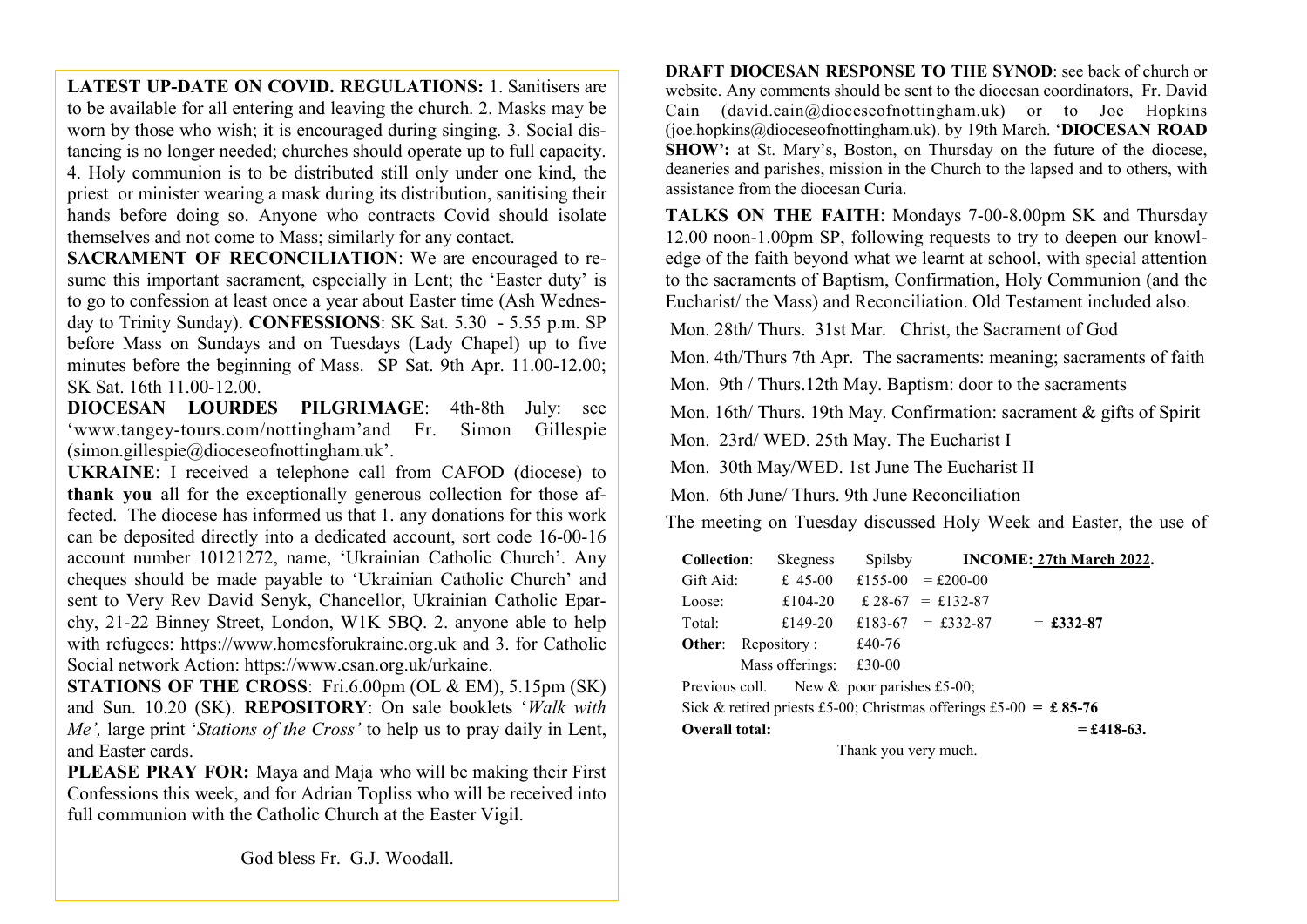**LATEST UP-DATE ON COVID. REGULATIONS:** 1. Sanitisers are to be available for all entering and leaving the church. 2. Masks may be worn by those who wish; it is encouraged during singing. 3. Social distancing is no longer needed; churches should operate up to full capacity. 4. Holy communion is to be distributed still only under one kind, the priest or minister wearing a mask during its distribution, sanitising their hands before doing so. Anyone who contracts Covid should isolate themselves and not come to Mass; similarly for any contact.

**SACRAMENT OF RECONCILIATION**: We are encouraged to resume this important sacrament, especially in Lent; the 'Easter duty' is to go to confession at least once a year about Easter time (Ash Wednesday to Trinity Sunday). **CONFESSIONS**: SK Sat. 5.30 - 5.55 p.m. SP before Mass on Sundays and on Tuesdays (Lady Chapel) up to five minutes before the beginning of Mass. SP Sat. 9th Apr. 11.00-12.00; SK Sat. 16th 11.00-12.00.

**DIOCESAN LOURDES PILGRIMAGE**: 4th-8th July: see 'www.tangey-tours.com/nottingham'and Fr. Simon Gillespie (simon.gillespie@dioceseofnottingham.uk'.

**UKRAINE**: I received a telephone call from CAFOD (diocese) to **thank you** all for the exceptionally generous collection for those affected. The diocese has informed us that 1. any donations for this work can be deposited directly into a dedicated account, sort code 16-00-16 account number 10121272, name, 'Ukrainian Catholic Church'. Any cheques should be made payable to 'Ukrainian Catholic Church' and sent to Very Rev David Senyk, Chancellor, Ukrainian Catholic Eparchy, 21-22 Binney Street, London, W1K 5BQ. 2. anyone able to help with refugees: https://www.homesforukraine.org.uk and 3. for Catholic Social network Action: https://www.csan.org.uk/urkaine.

**STATIONS OF THE CROSS**: Fri.6.00pm (OL & EM), 5.15pm (SK) and Sun. 10.20 (SK). **REPOSITORY**: On sale booklets '*Walk with Me',* large print '*Stations of the Cross'* to help us to pray daily in Lent, and Easter cards.

**PLEASE PRAY FOR:** Maya and Maja who will be making their First Confessions this week, and for Adrian Topliss who will be received into full communion with the Catholic Church at the Easter Vigil.

God bless Fr. G.J. Woodall.

**DRAFT DIOCESAN RESPONSE TO THE SYNOD**: see back of church or website. Any comments should be sent to the diocesan coordinators, Fr. David Cain (david.cain@dioceseofnottingham.uk) or to Joe Hopkins (joe.hopkins@dioceseofnottingham.uk). by 19th March. '**DIOCESAN ROAD SHOW':** at St. Mary's, Boston, on Thursday on the future of the diocese, deaneries and parishes, mission in the Church to the lapsed and to others, with assistance from the diocesan Curia.

**TALKS ON THE FAITH**: Mondays 7-00-8.00pm SK and Thursday 12.00 noon-1.00pm SP, following requests to try to deepen our knowledge of the faith beyond what we learnt at school, with special attention to the sacraments of Baptism, Confirmation, Holy Communion (and the Eucharist/ the Mass) and Reconciliation. Old Testament included also.

Mon. 28th/ Thurs. 31st Mar. Christ, the Sacrament of God

Mon. 4th/Thurs 7th Apr. The sacraments: meaning; sacraments of faith

Mon. 9th / Thurs.12th May. Baptism: door to the sacraments

Mon. 16th/ Thurs. 19th May. Confirmation: sacrament & gifts of Spirit

Mon. 23rd/ WED. 25th May. The Eucharist I

Mon. 30th May/WED. 1st June The Eucharist II

Mon. 6th June/ Thurs. 9th June Reconciliation

The meeting on Tuesday discussed Holy Week and Easter, the use of

| **Collection**: | Skegness | Spilsby | | **INCOME: 27th March 2022.** |
|---|---|---|---|---|
| Gift Aid: | £ 45-00 | £155-00 | = £200-00 | |
| Loose: | £104-20 | £ 28-67 | = £132-87 | |
| Total: | £149-20 | £183-67 | = £332-87 | = **£332-87** |
| **Other**: Repository : | | £40-76 | | |
| Mass offerings: | | £30-00 | | |
| Previous coll. New & poor parishes £5-00; | | | | |
| Sick & retired priests £5-00; Christmas offerings £5-00 | | | | **= £ 85-76** |
| **Overall total:** | | | | **= £418-63.** |

Thank you very much.